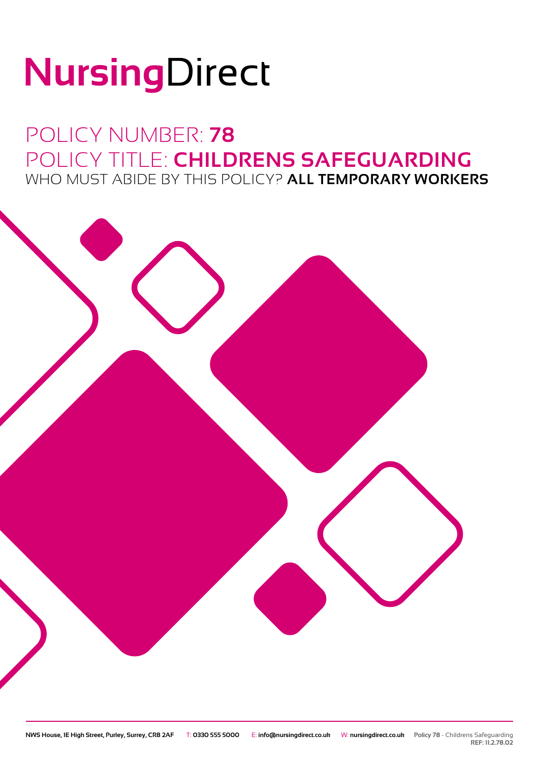# NursingDirect

## POLICY NUMBER: **78**
## POLICY TITLE: **CHILDRENS SAFEGUARDING**
### WHO MUST ABIDE BY THIS POLICY? **ALL TEMPORARY WORKERS**

NWS House, 1E High Street, Purley, Surrey, CR8 2AF  T: 0330 555 5000  E: info@nursingdirect.co.uk  W: nursingdirect.co.uk  Policy 78 - Childrens Safeguarding REF: 11.2.78.02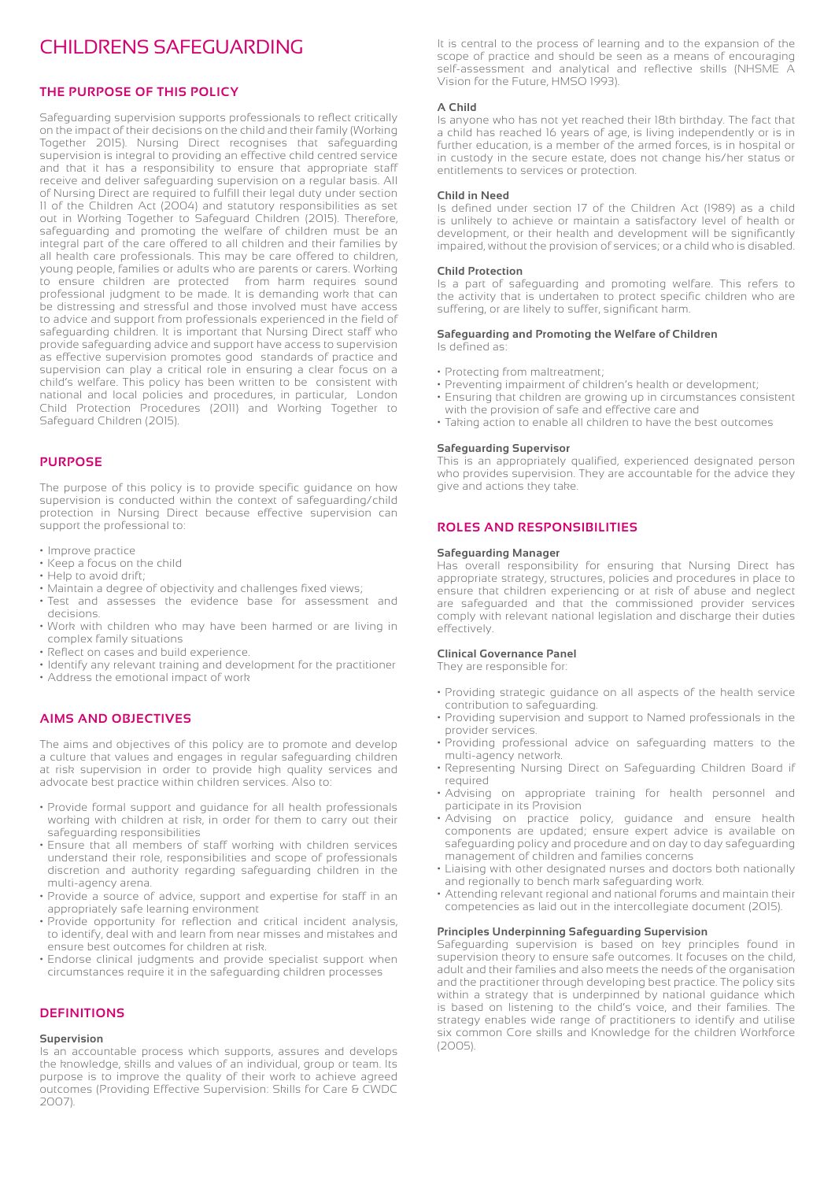# CHILDRENS SAFEGUARDING

## THE PURPOSE OF THIS POLICY

Safeguarding supervision supports professionals to reflect critically on the impact of their decisions on the child and their family (Working Together 2015). Nursing Direct recognises that safeguarding supervision is integral to providing an effective child centred service and that it has a responsibility to ensure that appropriate staff receive and deliver safeguarding supervision on a regular basis. All of Nursing Direct are required to fulfill their legal duty under section 11 of the Children Act (2004) and statutory responsibilities as set out in Working Together to Safeguard Children (2015). Therefore, safeguarding and promoting the welfare of children must be an integral part of the care offered to all children and their families by all health care professionals. This may be care offered to children, young people, families or adults who are parents or carers. Working to ensure children are protected from harm requires sound professional judgment to be made. It is demanding work that can be distressing and stressful and those involved must have access to advice and support from professionals experienced in the field of safeguarding children. It is important that Nursing Direct staff who provide safeguarding advice and support have access to supervision as effective supervision promotes good standards of practice and supervision can play a critical role in ensuring a clear focus on a child's welfare. This policy has been written to be consistent with national and local policies and procedures, in particular, London Child Protection Procedures (2011) and Working Together to Safeguard Children (2015).

## PURPOSE

The purpose of this policy is to provide specific guidance on how supervision is conducted within the context of safeguarding/child protection in Nursing Direct because effective supervision can support the professional to:

- Improve practice
- Keep a focus on the child
- Help to avoid drift;
- Maintain a degree of objectivity and challenges fixed views;
- Test and assesses the evidence base for assessment and decisions.
- Work with children who may have been harmed or are living in complex family situations
- Reflect on cases and build experience.
- Identify any relevant training and development for the practitioner
- Address the emotional impact of work

## AIMS AND OBJECTIVES

The aims and objectives of this policy are to promote and develop a culture that values and engages in regular safeguarding children at risk supervision in order to provide high quality services and advocate best practice within children services. Also to:

- Provide formal support and guidance for all health professionals working with children at risk, in order for them to carry out their safeguarding responsibilities
- Ensure that all members of staff working with children services understand their role, responsibilities and scope of professionals discretion and authority regarding safeguarding children in the multi-agency arena.
- Provide a source of advice, support and expertise for staff in an appropriately safe learning environment
- Provide opportunity for reflection and critical incident analysis, to identify, deal with and learn from near misses and mistakes and ensure best outcomes for children at risk.
- Endorse clinical judgments and provide specialist support when circumstances require it in the safeguarding children processes

## DEFINITIONS

**Supervision**
Is an accountable process which supports, assures and develops the knowledge, skills and values of an individual, group or team. Its purpose is to improve the quality of their work to achieve agreed outcomes (Providing Effective Supervision: Skills for Care & CWDC 2007).

It is central to the process of learning and to the expansion of the scope of practice and should be seen as a means of encouraging self-assessment and analytical and reflective skills (NHSME A Vision for the Future, HMSO 1993).

**A Child**
Is anyone who has not yet reached their 18th birthday. The fact that a child has reached 16 years of age, is living independently or is in further education, is a member of the armed forces, is in hospital or in custody in the secure estate, does not change his/her status or entitlements to services or protection.

**Child in Need**
Is defined under section 17 of the Children Act (1989) as a child is unlikely to achieve or maintain a satisfactory level of health or development, or their health and development will be significantly impaired, without the provision of services; or a child who is disabled.

**Child Protection**
Is a part of safeguarding and promoting welfare. This refers to the activity that is undertaken to protect specific children who are suffering, or are likely to suffer, significant harm.

**Safeguarding and Promoting the Welfare of Children**
Is defined as:

- Protecting from maltreatment;
- Preventing impairment of children's health or development;
- Ensuring that children are growing up in circumstances consistent with the provision of safe and effective care and
- Taking action to enable all children to have the best outcomes

**Safeguarding Supervisor**
This is an appropriately qualified, experienced designated person who provides supervision. They are accountable for the advice they give and actions they take.

## ROLES AND RESPONSIBILITIES

**Safeguarding Manager**
Has overall responsibility for ensuring that Nursing Direct has appropriate strategy, structures, policies and procedures in place to ensure that children experiencing or at risk of abuse and neglect are safeguarded and that the commissioned provider services comply with relevant national legislation and discharge their duties effectively.

**Clinical Governance Panel**
They are responsible for:

- Providing strategic guidance on all aspects of the health service contribution to safeguarding.
- Providing supervision and support to Named professionals in the provider services.
- Providing professional advice on safeguarding matters to the multi-agency network.
- Representing Nursing Direct on Safeguarding Children Board if required
- Advising on appropriate training for health personnel and participate in its Provision
- Advising on practice policy, guidance and ensure health components are updated; ensure expert advice is available on safeguarding policy and procedure and on day to day safeguarding management of children and families concerns
- Liaising with other designated nurses and doctors both nationally and regionally to bench mark safeguarding work.
- Attending relevant regional and national forums and maintain their competencies as laid out in the intercollegiate document (2015).

**Principles Underpinning Safeguarding Supervision**
Safeguarding supervision is based on key principles found in supervision theory to ensure safe outcomes. It focuses on the child, adult and their families and also meets the needs of the organisation and the practitioner through developing best practice. The policy sits within a strategy that is underpinned by national guidance which is based on listening to the child's voice, and their families. The strategy enables wide range of practitioners to identify and utilise six common Core skills and Knowledge for the children Workforce (2005).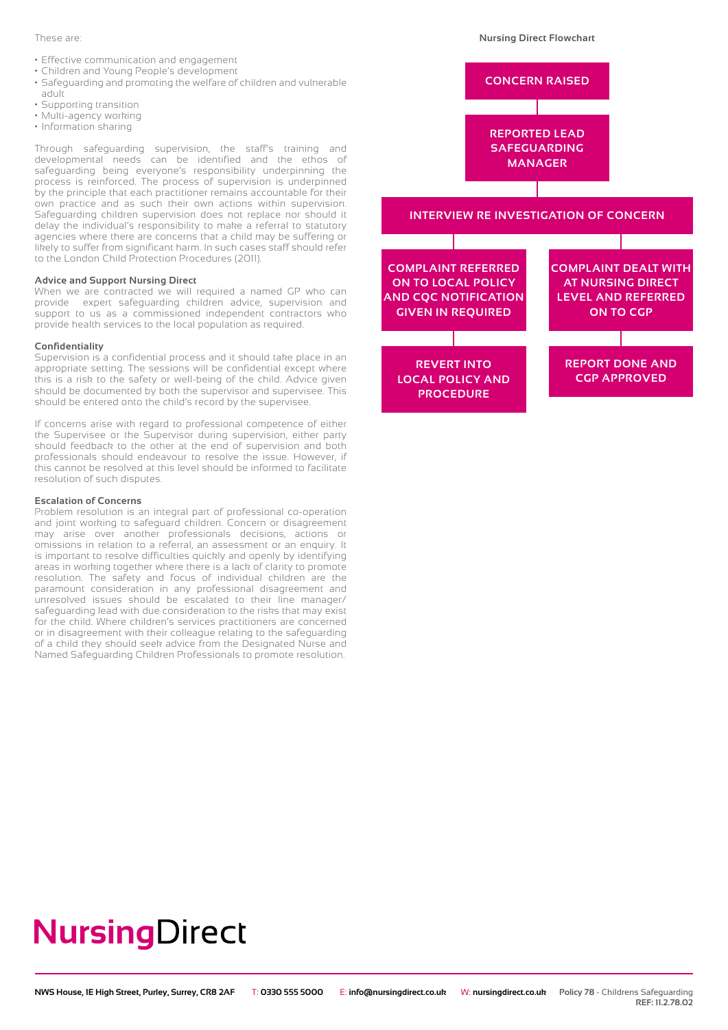These are:

- Effective communication and engagement
- Children and Young People's development
- Safeguarding and promoting the welfare of children and vulnerable adult
- Supporting transition
- Multi-agency working
- Information sharing

Through safeguarding supervision, the staff's training and developmental needs can be identified and the ethos of safeguarding being everyone's responsibility underpinning the process is reinforced. The process of supervision is underpinned by the principle that each practitioner remains accountable for their own practice and as such their own actions within supervision. Safeguarding children supervision does not replace nor should it delay the individual's responsibility to make a referral to statutory agencies where there are concerns that a child may be suffering or likely to suffer from significant harm. In such cases staff should refer to the London Child Protection Procedures (2011).

**Advice and Support Nursing Direct**

When we are contracted we will required a named GP who can provide expert safeguarding children advice, supervision and support to us as a commissioned independent contractors who provide health services to the local population as required.

**Confidentiality**

Supervision is a confidential process and it should take place in an appropriate setting. The sessions will be confidential except where this is a risk to the safety or well-being of the child. Advice given should be documented by both the supervisor and supervisee. This should be entered onto the child's record by the supervisee.

If concerns arise with regard to professional competence of either the Supervisee or the Supervisor during supervision, either party should feedback to the other at the end of supervision and both professionals should endeavour to resolve the issue. However, if this cannot be resolved at this level should be informed to facilitate resolution of such disputes.

**Escalation of Concerns**

Problem resolution is an integral part of professional co-operation and joint working to safeguard children. Concern or disagreement may arise over another professionals decisions, actions or omissions in relation to a referral, an assessment or an enquiry. It is important to resolve difficulties quickly and openly by identifying areas in working together where there is a lack of clarity to promote resolution. The safety and focus of individual children are the paramount consideration in any professional disagreement and unresolved issues should be escalated to their line manager/ safeguarding lead with due consideration to the risks that may exist for the child. Where children's services practitioners are concerned or in disagreement with their colleague relating to the safeguarding of a child they should seek advice from the Designated Nurse and Named Safeguarding Children Professionals to promote resolution.

**Nursing Direct Flowchart**

CONCERN RAISED

REPORTED LEAD SAFEGUARDING MANAGER

INTERVIEW RE INVESTIGATION OF CONCERN

COMPLAINT REFERRED ON TO LOCAL POLICY AND CQC NOTIFICATION GIVEN IN REQUIRED

REVERT INTO LOCAL POLICY AND PROCEDURE

COMPLAINT DEALT WITH AT NURSING DIRECT LEVEL AND REFERRED ON TO CGP

REPORT DONE AND CGP APPROVED